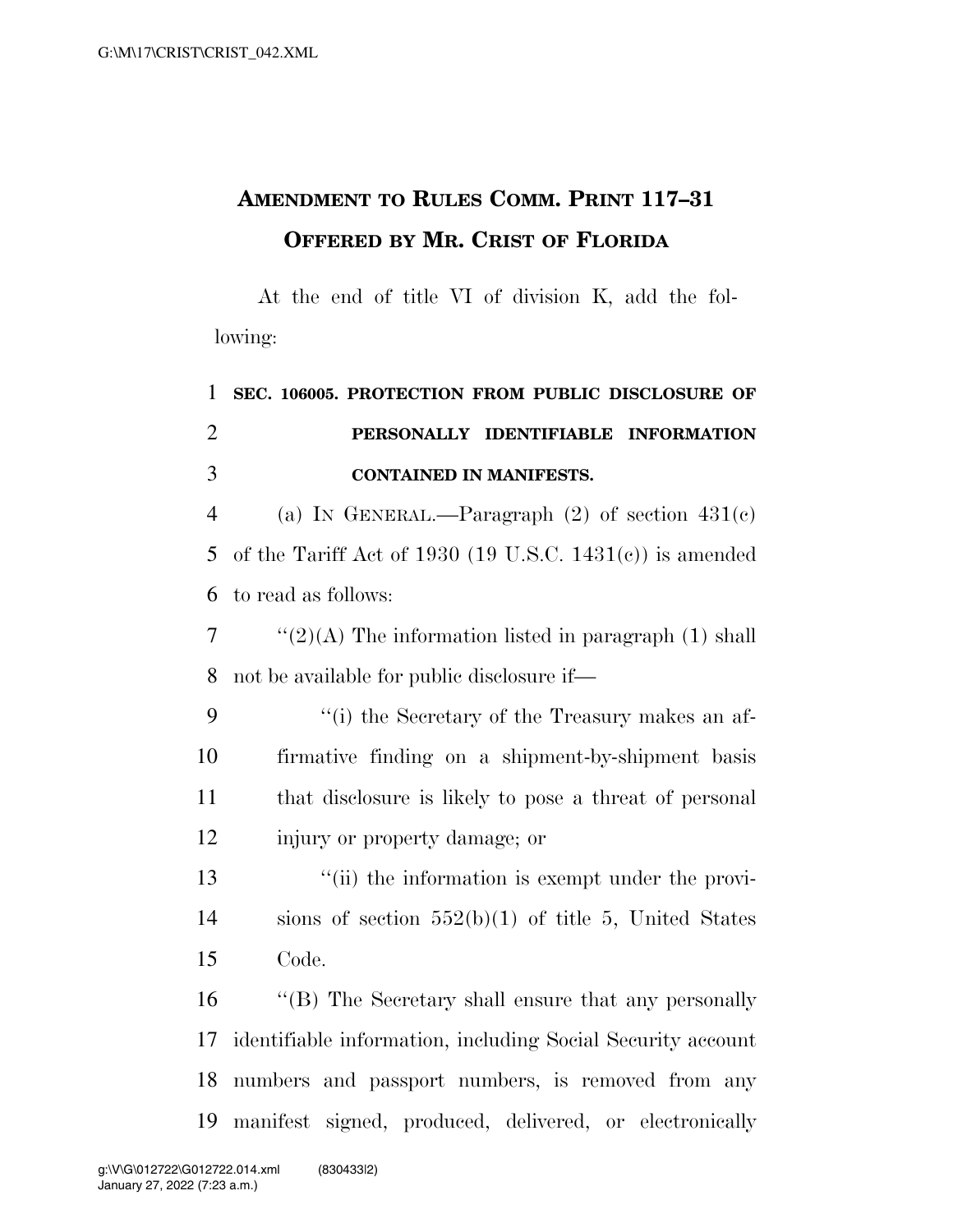# Amendment to Rules Comm. Print 117–31
## Offered by Mr. Crist of Florida

At the end of title VI of division K, add the following:

**SEC. 106005. PROTECTION FROM PUBLIC DISCLOSURE OF PERSONALLY IDENTIFIABLE INFORMATION CONTAINED IN MANIFESTS.**

(a) In General.—Paragraph (2) of section 431(c) of the Tariff Act of 1930 (19 U.S.C. 1431(c)) is amended to read as follows:

"(2)(A) The information listed in paragraph (1) shall not be available for public disclosure if—

"(i) the Secretary of the Treasury makes an affirmative finding on a shipment-by-shipment basis that disclosure is likely to pose a threat of personal injury or property damage; or

"(ii) the information is exempt under the provisions of section 552(b)(1) of title 5, United States Code.

"(B) The Secretary shall ensure that any personally identifiable information, including Social Security account numbers and passport numbers, is removed from any manifest signed, produced, delivered, or electronically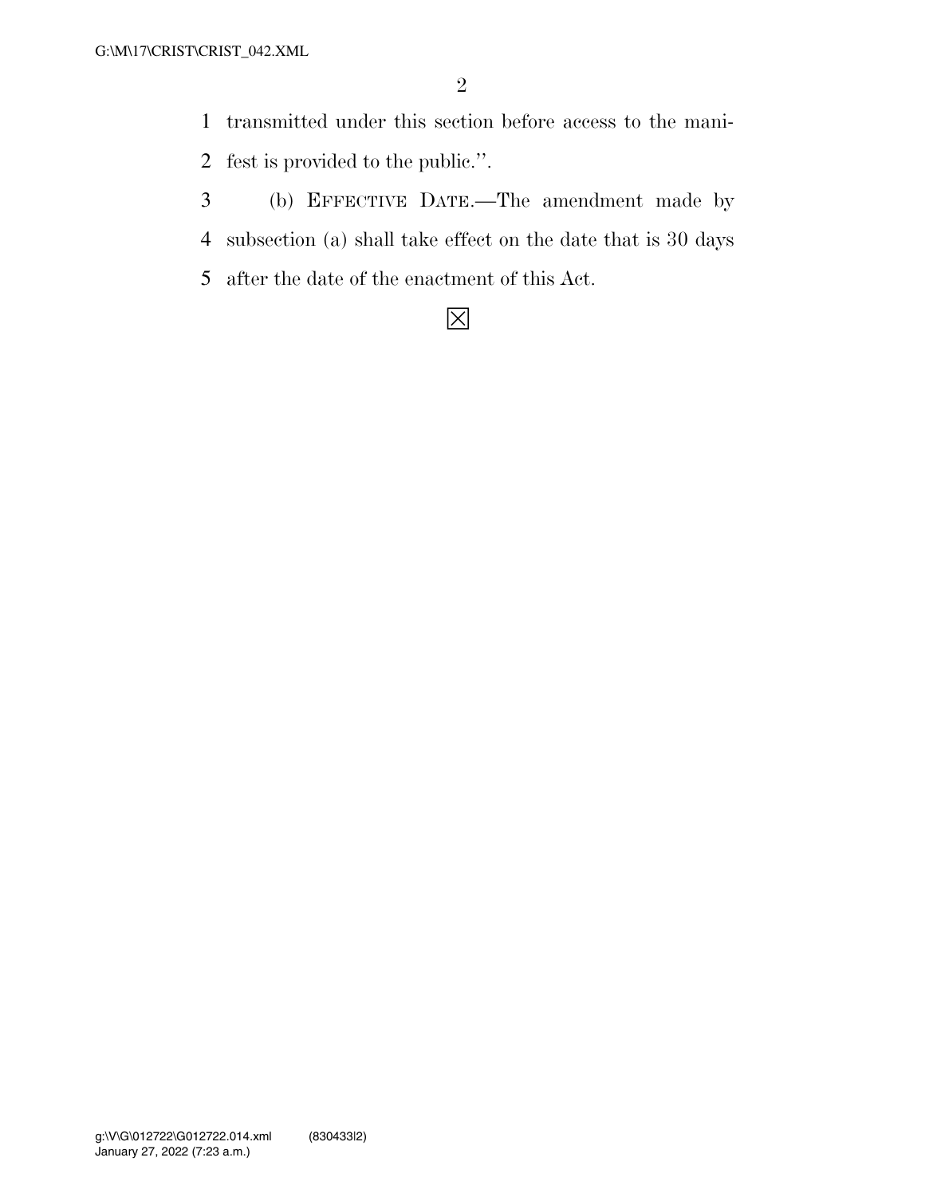transmitted under this section before access to the manifest is provided to the public.''.

(b) EFFECTIVE DATE.—The amendment made by subsection (a) shall take effect on the date that is 30 days after the date of the enactment of this Act.